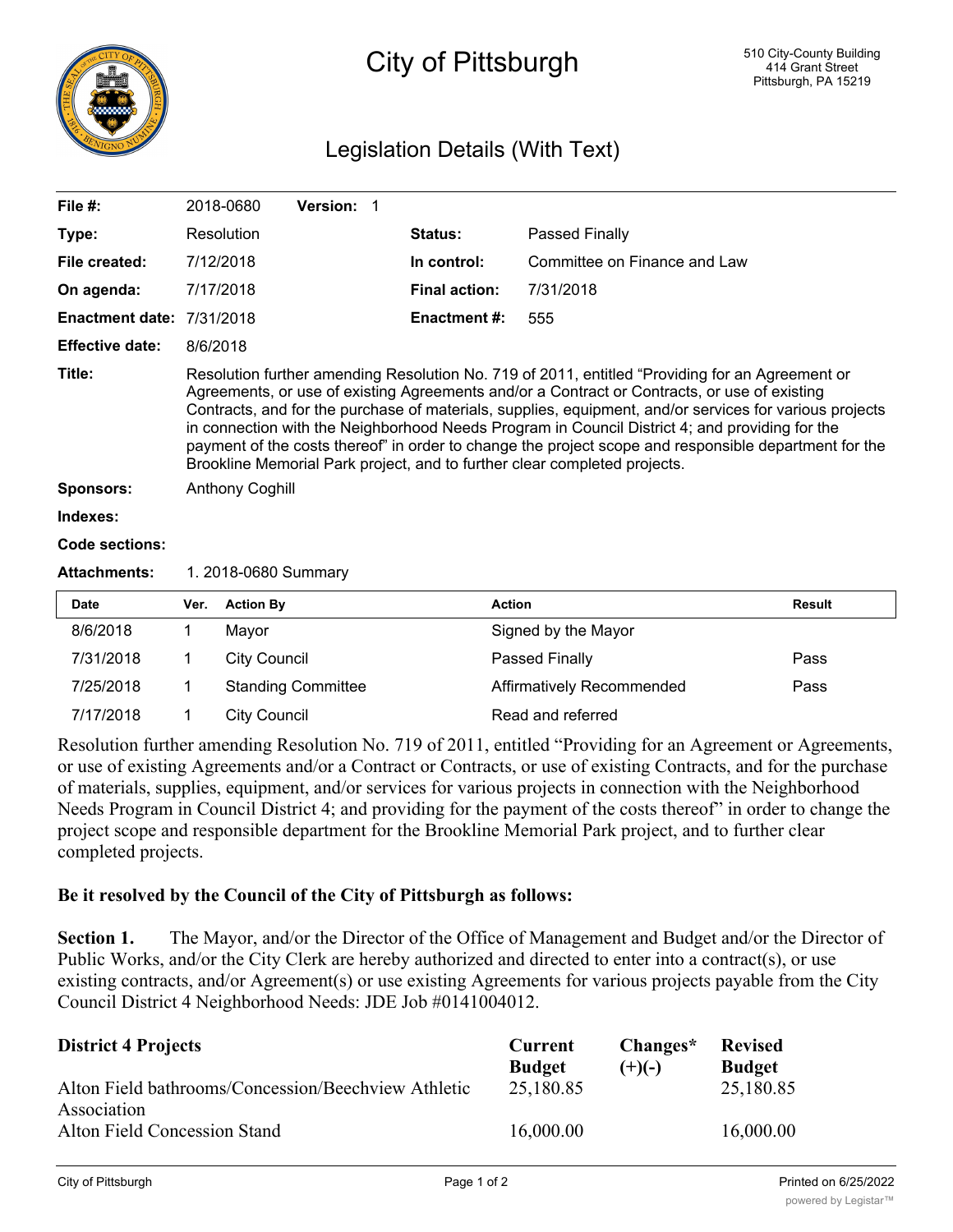# City of Pittsburgh

510 City-County Building
414 Grant Street
Pittsburgh, PA 15219

## Legislation Details (With Text)

| | | | |
|---|---|---|---|
| **File #:** | 2018-0680 **Version:** 1 | | |
| **Type:** | Resolution | **Status:** | Passed Finally |
| **File created:** | 7/12/2018 | **In control:** | Committee on Finance and Law |
| **On agenda:** | 7/17/2018 | **Final action:** | 7/31/2018 |
| **Enactment date:** | 7/31/2018 | **Enactment #:** | 555 |
| **Effective date:** | 8/6/2018 | | |

**Title:** Resolution further amending Resolution No. 719 of 2011, entitled "Providing for an Agreement or Agreements, or use of existing Agreements and/or a Contract or Contracts, or use of existing Contracts, and for the purchase of materials, supplies, equipment, and/or services for various projects in connection with the Neighborhood Needs Program in Council District 4; and providing for the payment of the costs thereof" in order to change the project scope and responsible department for the Brookline Memorial Park project, and to further clear completed projects.

**Sponsors:** Anthony Coghill

**Indexes:**

**Code sections:**

**Attachments:** 1. 2018-0680 Summary

| Date | Ver. | Action By | Action | Result |
|---|---|---|---|---|
| 8/6/2018 | 1 | Mayor | Signed by the Mayor | |
| 7/31/2018 | 1 | City Council | Passed Finally | Pass |
| 7/25/2018 | 1 | Standing Committee | Affirmatively Recommended | Pass |
| 7/17/2018 | 1 | City Council | Read and referred | |

Resolution further amending Resolution No. 719 of 2011, entitled "Providing for an Agreement or Agreements, or use of existing Agreements and/or a Contract or Contracts, or use of existing Contracts, and for the purchase of materials, supplies, equipment, and/or services for various projects in connection with the Neighborhood Needs Program in Council District 4; and providing for the payment of the costs thereof" in order to change the project scope and responsible department for the Brookline Memorial Park project, and to further clear completed projects.

**Be it resolved by the Council of the City of Pittsburgh as follows:**

**Section 1.** The Mayor, and/or the Director of the Office of Management and Budget and/or the Director of Public Works, and/or the City Clerk are hereby authorized and directed to enter into a contract(s), or use existing contracts, and/or Agreement(s) or use existing Agreements for various projects payable from the City Council District 4 Neighborhood Needs: JDE Job #0141004012.

| District 4 Projects | Current Budget | Changes* (+)(-) | Revised Budget |
|---|---|---|---|
| Alton Field bathrooms/Concession/Beechview Athletic Association | 25,180.85 | | 25,180.85 |
| Alton Field Concession Stand | 16,000.00 | | 16,000.00 |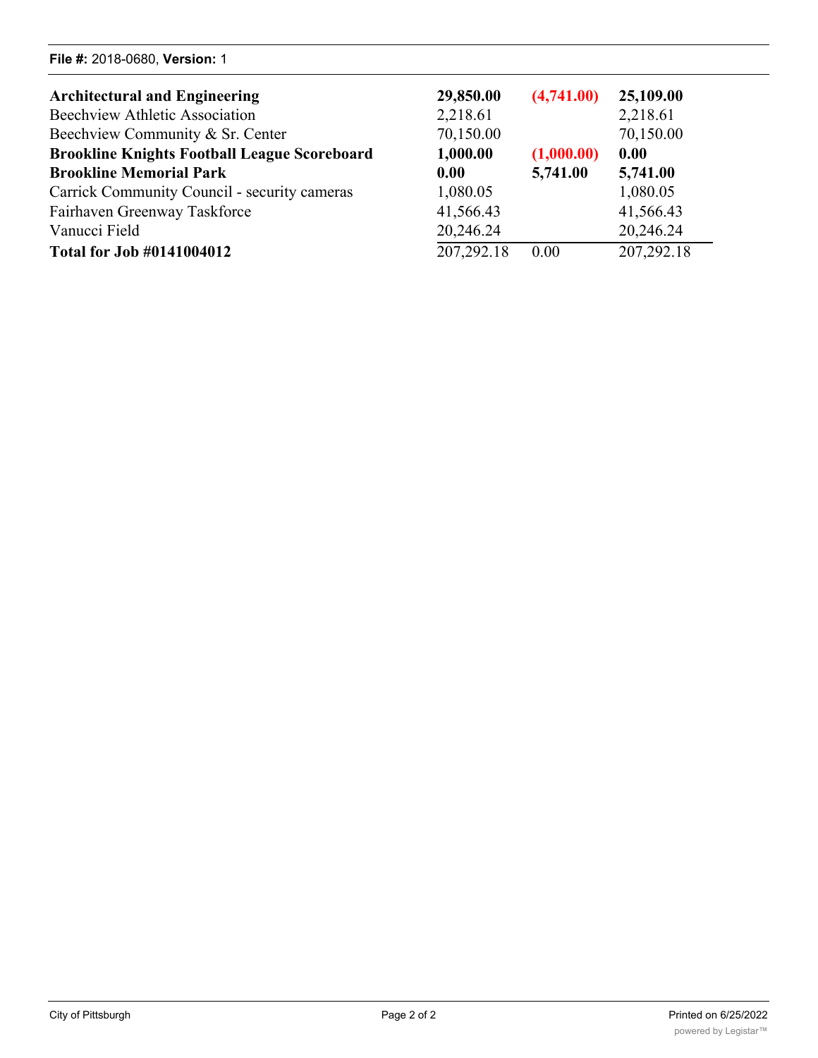| | | | |
|---|---|---|---|
| **Architectural and Engineering** | **29,850.00** | **(4,741.00)** | **25,109.00** |
| Beechview Athletic Association | 2,218.61 | | 2,218.61 |
| Beechview Community & Sr. Center | 70,150.00 | | 70,150.00 |
| **Brookline Knights Football League Scoreboard** | **1,000.00** | **(1,000.00)** | **0.00** |
| **Brookline Memorial Park** | **0.00** | **5,741.00** | **5,741.00** |
| Carrick Community Council - security cameras | 1,080.05 | | 1,080.05 |
| Fairhaven Greenway Taskforce | 41,566.43 | | 41,566.43 |
| Vanucci Field | 20,246.24 | | 20,246.24 |
| **Total for Job #0141004012** | 207,292.18 | 0.00 | 207,292.18 |